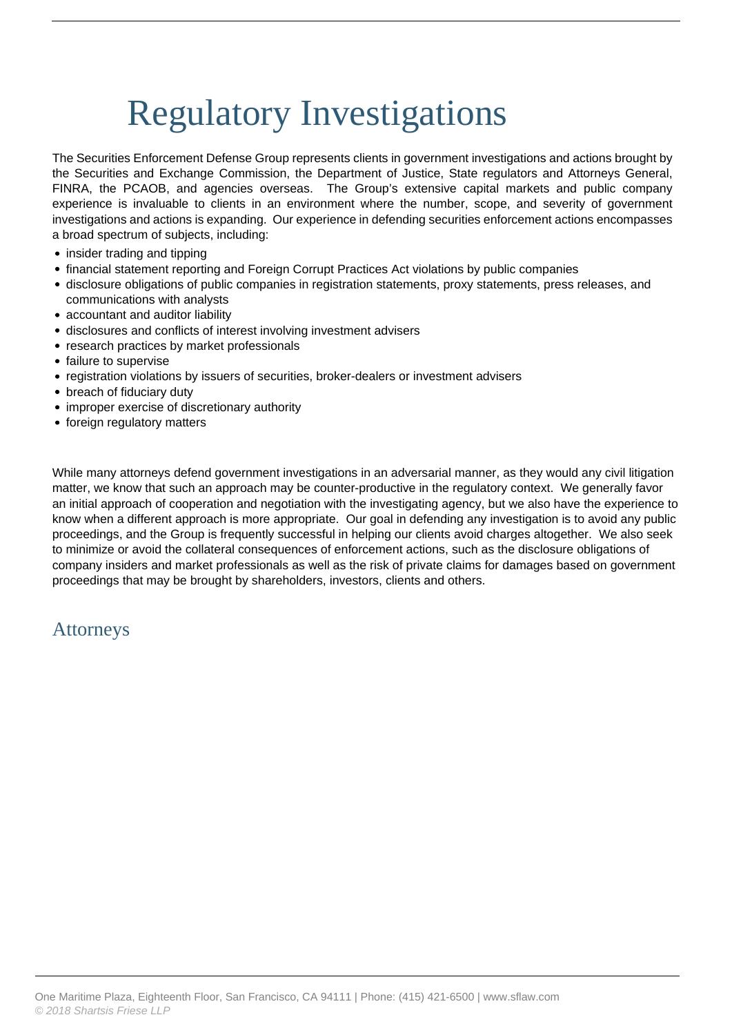# Regulatory Investigations

The Securities Enforcement Defense Group represents clients in government investigations and actions brought by the Securities and Exchange Commission, the Department of Justice, State regulators and Attorneys General, FINRA, the PCAOB, and agencies overseas.  The Group's extensive capital markets and public company experience is invaluable to clients in an environment where the number, scope, and severity of government investigations and actions is expanding.  Our experience in defending securities enforcement actions encompasses a broad spectrum of subjects, including:

- insider trading and tipping
- financial statement reporting and Foreign Corrupt Practices Act violations by public companies
- disclosure obligations of public companies in registration statements, proxy statements, press releases, and communications with analysts
- accountant and auditor liability
- disclosures and conflicts of interest involving investment advisers
- research practices by market professionals
- failure to supervise
- registration violations by issuers of securities, broker-dealers or investment advisers
- breach of fiduciary duty
- improper exercise of discretionary authority
- foreign regulatory matters

While many attorneys defend government investigations in an adversarial manner, as they would any civil litigation matter, we know that such an approach may be counter-productive in the regulatory context.  We generally favor an initial approach of cooperation and negotiation with the investigating agency, but we also have the experience to know when a different approach is more appropriate.  Our goal in defending any investigation is to avoid any public proceedings, and the Group is frequently successful in helping our clients avoid charges altogether.  We also seek to minimize or avoid the collateral consequences of enforcement actions, such as the disclosure obligations of company insiders and market professionals as well as the risk of private claims for damages based on government proceedings that may be brought by shareholders, investors, clients and others.

## Attorneys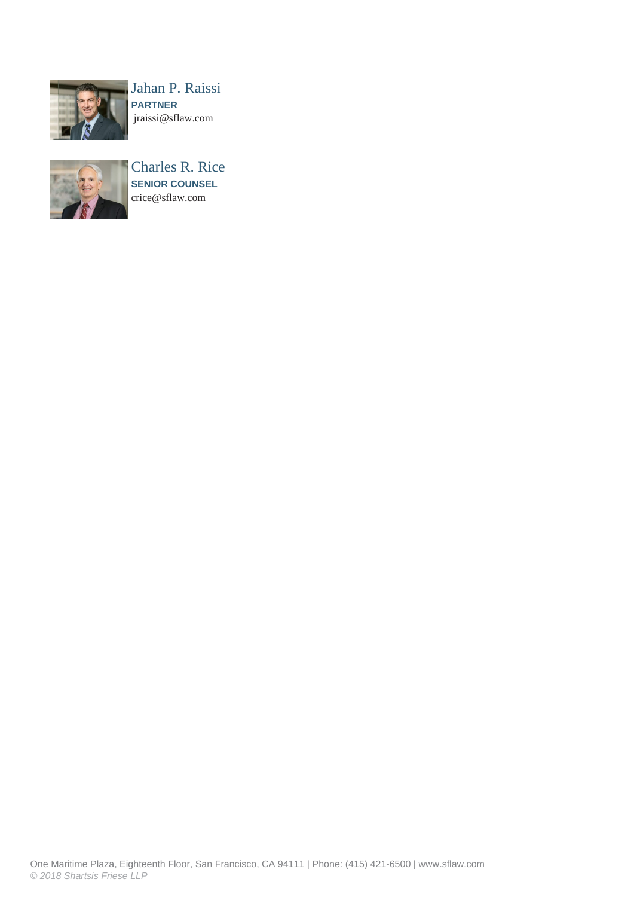Jahan P. Raissi
**PARTNER**
jraissi@sflaw.com

Charles R. Rice
**SENIOR COUNSEL**
crice@sflaw.com